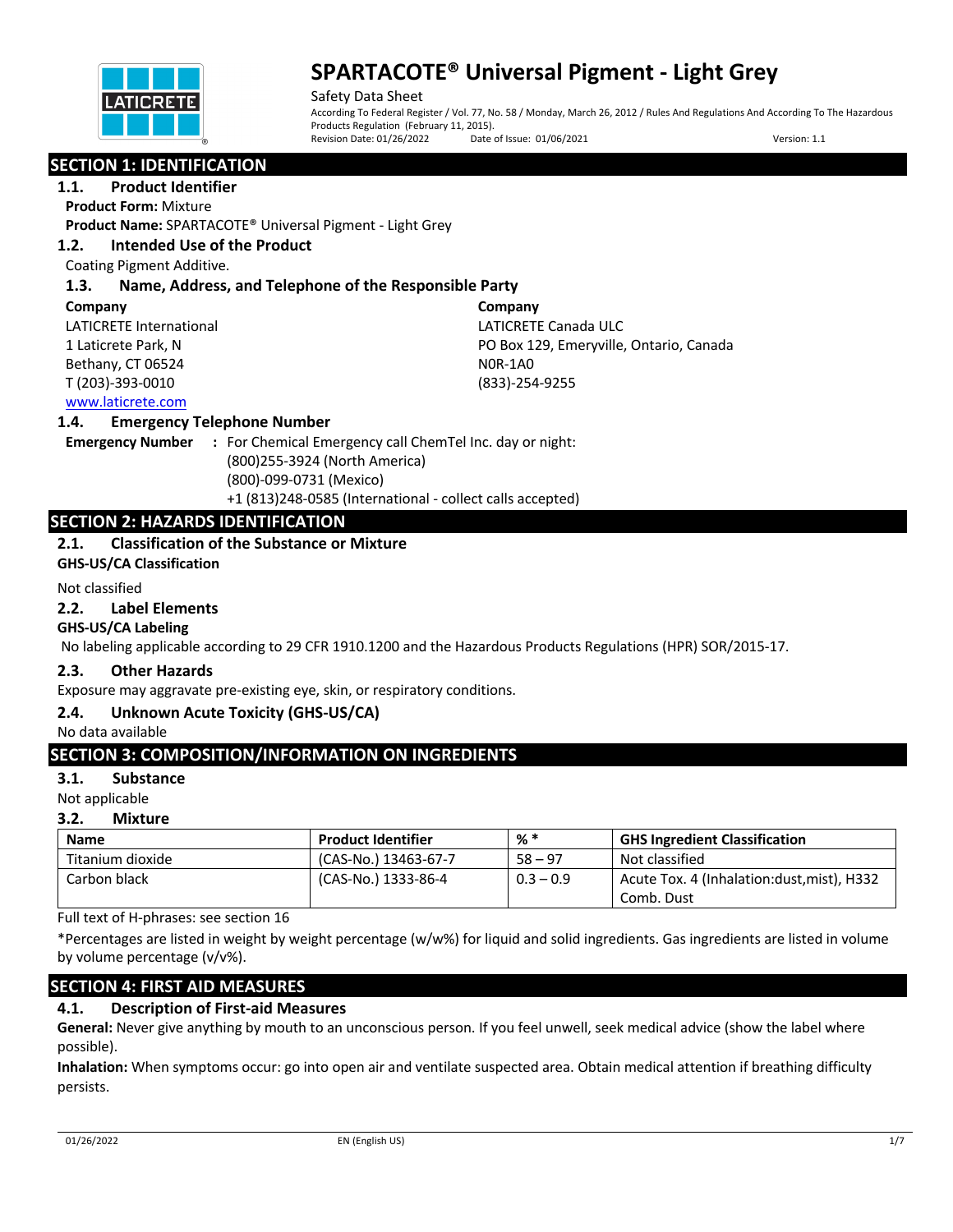# SPARTACOTE® Universal Pigment - Light Grey

Safety Data Sheet

According To Federal Register / Vol. 77, No. 58 / Monday, March 26, 2012 / Rules And Regulations And According To The Hazardous Products Regulation (February 11, 2015).

Revision Date: 01/26/2022 Date of Issue: 01/06/2021 Version: 1.1

## SECTION 1: IDENTIFICATION

### 1.1. Product Identifier

**Product Form:** Mixture

**Product Name:** SPARTACOTE® Universal Pigment - Light Grey

### 1.2. Intended Use of the Product

Coating Pigment Additive.

### 1.3. Name, Address, and Telephone of the Responsible Party

**Company**
LATICRETE International
1 Laticrete Park, N
Bethany, CT 06524
T (203)-393-0010
www.laticrete.com

**Company**
LATICRETE Canada ULC
PO Box 129, Emeryville, Ontario, Canada
N0R-1A0
(833)-254-9255

### 1.4. Emergency Telephone Number

**Emergency Number** : For Chemical Emergency call ChemTel Inc. day or night:
(800)255-3924 (North America)
(800)-099-0731 (Mexico)
+1 (813)248-0585 (International - collect calls accepted)

## SECTION 2: HAZARDS IDENTIFICATION

### 2.1. Classification of the Substance or Mixture

**GHS-US/CA Classification**

Not classified

### 2.2. Label Elements

**GHS-US/CA Labeling**

No labeling applicable according to 29 CFR 1910.1200 and the Hazardous Products Regulations (HPR) SOR/2015-17.

### 2.3. Other Hazards

Exposure may aggravate pre-existing eye, skin, or respiratory conditions.

### 2.4. Unknown Acute Toxicity (GHS-US/CA)

No data available

## SECTION 3: COMPOSITION/INFORMATION ON INGREDIENTS

### 3.1. Substance

Not applicable

### 3.2. Mixture

| Name | Product Identifier | % * | GHS Ingredient Classification |
|---|---|---|---|
| Titanium dioxide | (CAS-No.) 13463-67-7 | 58 – 97 | Not classified |
| Carbon black | (CAS-No.) 1333-86-4 | 0.3 – 0.9 | Acute Tox. 4 (Inhalation:dust,mist), H332<br>Comb. Dust |

Full text of H-phrases: see section 16

*Percentages are listed in weight by weight percentage (w/w%) for liquid and solid ingredients. Gas ingredients are listed in volume by volume percentage (v/v%).

## SECTION 4: FIRST AID MEASURES

### 4.1. Description of First-aid Measures

**General:** Never give anything by mouth to an unconscious person. If you feel unwell, seek medical advice (show the label where possible).

**Inhalation:** When symptoms occur: go into open air and ventilate suspected area. Obtain medical attention if breathing difficulty persists.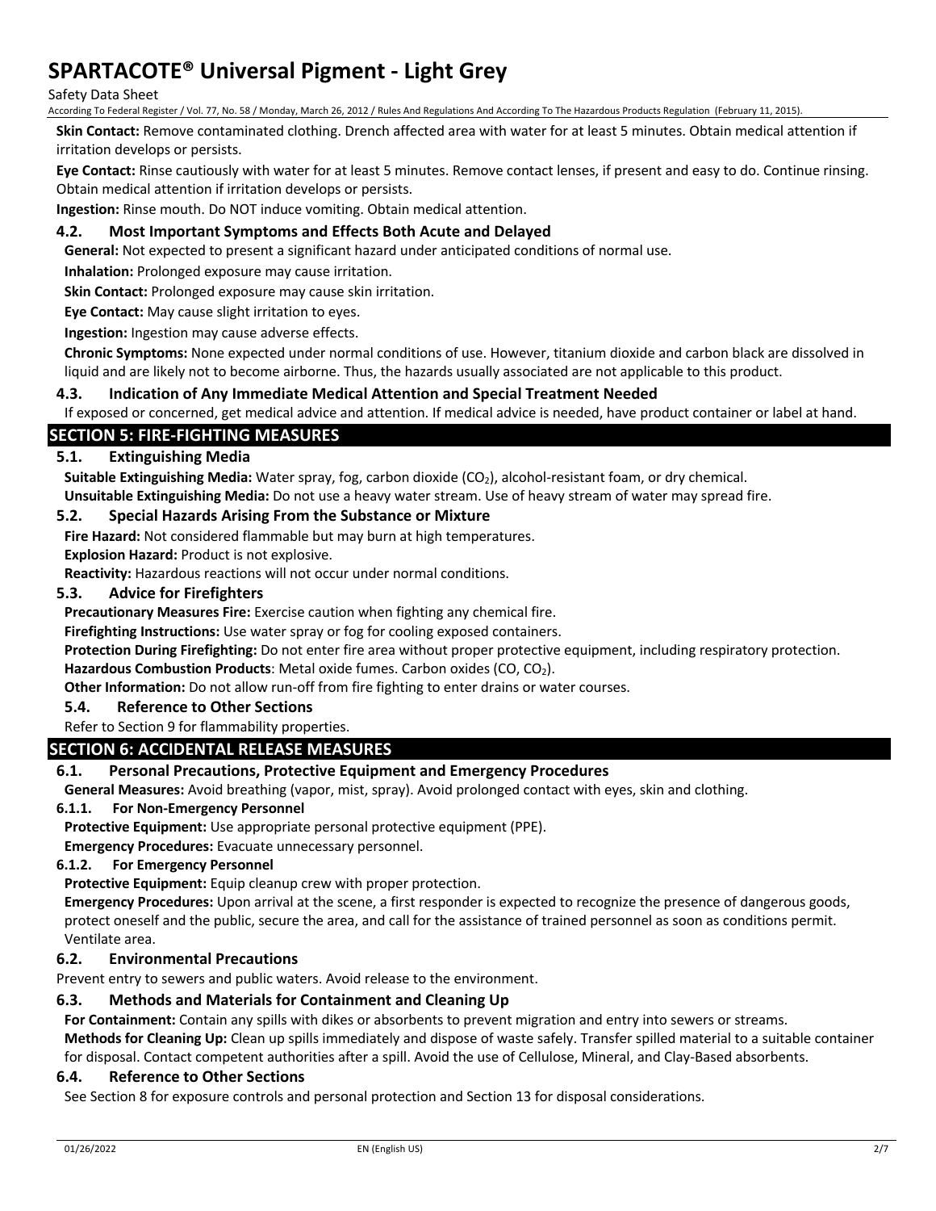**Skin Contact:** Remove contaminated clothing. Drench affected area with water for at least 5 minutes. Obtain medical attention if irritation develops or persists.

**Eye Contact:** Rinse cautiously with water for at least 5 minutes. Remove contact lenses, if present and easy to do. Continue rinsing. Obtain medical attention if irritation develops or persists.

**Ingestion:** Rinse mouth. Do NOT induce vomiting. Obtain medical attention.

### 4.2. Most Important Symptoms and Effects Both Acute and Delayed

**General:** Not expected to present a significant hazard under anticipated conditions of normal use.

**Inhalation:** Prolonged exposure may cause irritation.

**Skin Contact:** Prolonged exposure may cause skin irritation.

**Eye Contact:** May cause slight irritation to eyes.

**Ingestion:** Ingestion may cause adverse effects.

**Chronic Symptoms:** None expected under normal conditions of use. However, titanium dioxide and carbon black are dissolved in liquid and are likely not to become airborne. Thus, the hazards usually associated are not applicable to this product.

### 4.3. Indication of Any Immediate Medical Attention and Special Treatment Needed

If exposed or concerned, get medical advice and attention. If medical advice is needed, have product container or label at hand.

## SECTION 5: FIRE-FIGHTING MEASURES

### 5.1. Extinguishing Media

**Suitable Extinguishing Media:** Water spray, fog, carbon dioxide ($CO_2$), alcohol-resistant foam, or dry chemical.

**Unsuitable Extinguishing Media:** Do not use a heavy water stream. Use of heavy stream of water may spread fire.

### 5.2. Special Hazards Arising From the Substance or Mixture

**Fire Hazard:** Not considered flammable but may burn at high temperatures.

**Explosion Hazard:** Product is not explosive.

**Reactivity:** Hazardous reactions will not occur under normal conditions.

### 5.3. Advice for Firefighters

**Precautionary Measures Fire:** Exercise caution when fighting any chemical fire.

**Firefighting Instructions:** Use water spray or fog for cooling exposed containers.

**Protection During Firefighting:** Do not enter fire area without proper protective equipment, including respiratory protection.

**Hazardous Combustion Products**: Metal oxide fumes. Carbon oxides ($CO$, $CO_2$).

**Other Information:** Do not allow run-off from fire fighting to enter drains or water courses.

### 5.4. Reference to Other Sections

Refer to Section 9 for flammability properties.

## SECTION 6: ACCIDENTAL RELEASE MEASURES

### 6.1. Personal Precautions, Protective Equipment and Emergency Procedures

**General Measures:** Avoid breathing (vapor, mist, spray). Avoid prolonged contact with eyes, skin and clothing.

#### 6.1.1. For Non-Emergency Personnel

**Protective Equipment:** Use appropriate personal protective equipment (PPE).

**Emergency Procedures:** Evacuate unnecessary personnel.

#### 6.1.2. For Emergency Personnel

**Protective Equipment:** Equip cleanup crew with proper protection.

**Emergency Procedures:** Upon arrival at the scene, a first responder is expected to recognize the presence of dangerous goods, protect oneself and the public, secure the area, and call for the assistance of trained personnel as soon as conditions permit. Ventilate area.

### 6.2. Environmental Precautions

Prevent entry to sewers and public waters. Avoid release to the environment.

### 6.3. Methods and Materials for Containment and Cleaning Up

**For Containment:** Contain any spills with dikes or absorbents to prevent migration and entry into sewers or streams.

**Methods for Cleaning Up:** Clean up spills immediately and dispose of waste safely. Transfer spilled material to a suitable container for disposal. Contact competent authorities after a spill. Avoid the use of Cellulose, Mineral, and Clay-Based absorbents.

### 6.4. Reference to Other Sections

See Section 8 for exposure controls and personal protection and Section 13 for disposal considerations.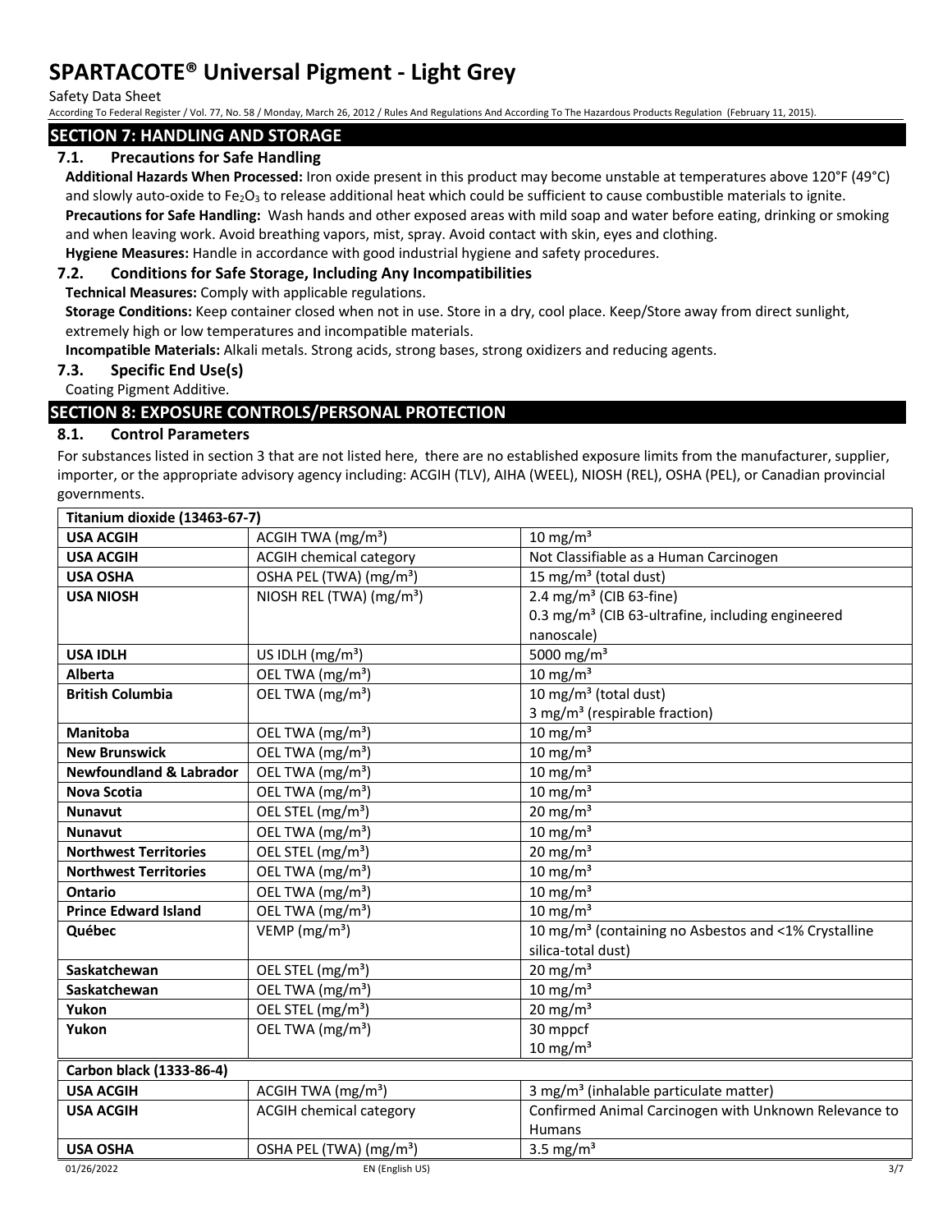## SECTION 7: HANDLING AND STORAGE

### 7.1. Precautions for Safe Handling

**Additional Hazards When Processed:** Iron oxide present in this product may become unstable at temperatures above 120°F (49°C) and slowly auto-oxide to $Fe_2O_3$ to release additional heat which could be sufficient to cause combustible materials to ignite.

**Precautions for Safe Handling:** Wash hands and other exposed areas with mild soap and water before eating, drinking or smoking and when leaving work. Avoid breathing vapors, mist, spray. Avoid contact with skin, eyes and clothing.

**Hygiene Measures:** Handle in accordance with good industrial hygiene and safety procedures.

### 7.2. Conditions for Safe Storage, Including Any Incompatibilities

**Technical Measures:** Comply with applicable regulations.

**Storage Conditions:** Keep container closed when not in use. Store in a dry, cool place. Keep/Store away from direct sunlight, extremely high or low temperatures and incompatible materials.

**Incompatible Materials:** Alkali metals. Strong acids, strong bases, strong oxidizers and reducing agents.

### 7.3. Specific End Use(s)

Coating Pigment Additive.

## SECTION 8: EXPOSURE CONTROLS/PERSONAL PROTECTION

### 8.1. Control Parameters

For substances listed in section 3 that are not listed here, there are no established exposure limits from the manufacturer, supplier, importer, or the appropriate advisory agency including: ACGIH (TLV), AIHA (WEEL), NIOSH (REL), OSHA (PEL), or Canadian provincial governments.

| **Titanium dioxide (13463-67-7)** | | |
|---|---|---|
| **USA ACGIH** | ACGIH TWA (mg/m³) | 10 mg/m³ |
| **USA ACGIH** | ACGIH chemical category | Not Classifiable as a Human Carcinogen |
| **USA OSHA** | OSHA PEL (TWA) (mg/m³) | 15 mg/m³ (total dust) |
| **USA NIOSH** | NIOSH REL (TWA) (mg/m³) | 2.4 mg/m³ (CIB 63-fine)<br>0.3 mg/m³ (CIB 63-ultrafine, including engineered nanoscale) |
| **USA IDLH** | US IDLH (mg/m³) | 5000 mg/m³ |
| **Alberta** | OEL TWA (mg/m³) | 10 mg/m³ |
| **British Columbia** | OEL TWA (mg/m³) | 10 mg/m³ (total dust)<br>3 mg/m³ (respirable fraction) |
| **Manitoba** | OEL TWA (mg/m³) | 10 mg/m³ |
| **New Brunswick** | OEL TWA (mg/m³) | 10 mg/m³ |
| **Newfoundland & Labrador** | OEL TWA (mg/m³) | 10 mg/m³ |
| **Nova Scotia** | OEL TWA (mg/m³) | 10 mg/m³ |
| **Nunavut** | OEL STEL (mg/m³) | 20 mg/m³ |
| **Nunavut** | OEL TWA (mg/m³) | 10 mg/m³ |
| **Northwest Territories** | OEL STEL (mg/m³) | 20 mg/m³ |
| **Northwest Territories** | OEL TWA (mg/m³) | 10 mg/m³ |
| **Ontario** | OEL TWA (mg/m³) | 10 mg/m³ |
| **Prince Edward Island** | OEL TWA (mg/m³) | 10 mg/m³ |
| **Québec** | VEMP (mg/m³) | 10 mg/m³ (containing no Asbestos and <1% Crystalline silica-total dust) |
| **Saskatchewan** | OEL STEL (mg/m³) | 20 mg/m³ |
| **Saskatchewan** | OEL TWA (mg/m³) | 10 mg/m³ |
| **Yukon** | OEL STEL (mg/m³) | 20 mg/m³ |
| **Yukon** | OEL TWA (mg/m³) | 30 mppcf<br>10 mg/m³ |

| **Carbon black (1333-86-4)** | | |
|---|---|---|
| **USA ACGIH** | ACGIH TWA (mg/m³) | 3 mg/m³ (inhalable particulate matter) |
| **USA ACGIH** | ACGIH chemical category | Confirmed Animal Carcinogen with Unknown Relevance to Humans |
| **USA OSHA** | OSHA PEL (TWA) (mg/m³) | 3.5 mg/m³ |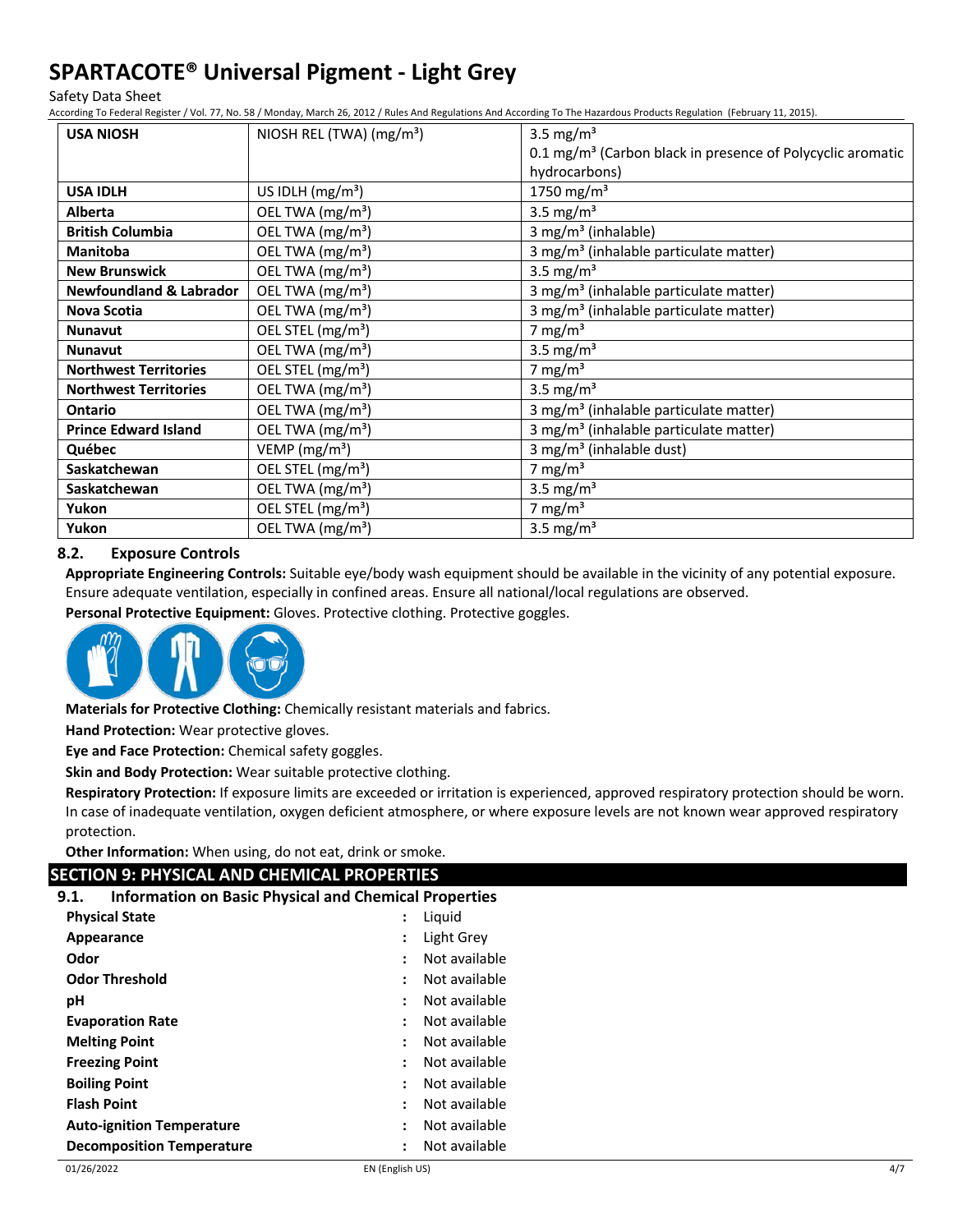| USA NIOSH | NIOSH REL (TWA) ($mg/m^3$) | 3.5 $mg/m^3$<br>0.1 $mg/m^3$ (Carbon black in presence of Polycyclic aromatic hydrocarbons) |
|---|---|---|
| **USA IDLH** | US IDLH ($mg/m^3$) | 1750 $mg/m^3$ |
| **Alberta** | OEL TWA ($mg/m^3$) | 3.5 $mg/m^3$ |
| **British Columbia** | OEL TWA ($mg/m^3$) | 3 $mg/m^3$ (inhalable) |
| **Manitoba** | OEL TWA ($mg/m^3$) | 3 $mg/m^3$ (inhalable particulate matter) |
| **New Brunswick** | OEL TWA ($mg/m^3$) | 3.5 $mg/m^3$ |
| **Newfoundland & Labrador** | OEL TWA ($mg/m^3$) | 3 $mg/m^3$ (inhalable particulate matter) |
| **Nova Scotia** | OEL TWA ($mg/m^3$) | 3 $mg/m^3$ (inhalable particulate matter) |
| **Nunavut** | OEL STEL ($mg/m^3$) | 7 $mg/m^3$ |
| **Nunavut** | OEL TWA ($mg/m^3$) | 3.5 $mg/m^3$ |
| **Northwest Territories** | OEL STEL ($mg/m^3$) | 7 $mg/m^3$ |
| **Northwest Territories** | OEL TWA ($mg/m^3$) | 3.5 $mg/m^3$ |
| **Ontario** | OEL TWA ($mg/m^3$) | 3 $mg/m^3$ (inhalable particulate matter) |
| **Prince Edward Island** | OEL TWA ($mg/m^3$) | 3 $mg/m^3$ (inhalable particulate matter) |
| **Québec** | VEMP ($mg/m^3$) | 3 $mg/m^3$ (inhalable dust) |
| **Saskatchewan** | OEL STEL ($mg/m^3$) | 7 $mg/m^3$ |
| **Saskatchewan** | OEL TWA ($mg/m^3$) | 3.5 $mg/m^3$ |
| **Yukon** | OEL STEL ($mg/m^3$) | 7 $mg/m^3$ |
| **Yukon** | OEL TWA ($mg/m^3$) | 3.5 $mg/m^3$ |

### 8.2. Exposure Controls

**Appropriate Engineering Controls:** Suitable eye/body wash equipment should be available in the vicinity of any potential exposure. Ensure adequate ventilation, especially in confined areas. Ensure all national/local regulations are observed.

**Personal Protective Equipment:** Gloves. Protective clothing. Protective goggles.

**Materials for Protective Clothing:** Chemically resistant materials and fabrics.

**Hand Protection:** Wear protective gloves.

**Eye and Face Protection:** Chemical safety goggles.

**Skin and Body Protection:** Wear suitable protective clothing.

**Respiratory Protection:** If exposure limits are exceeded or irritation is experienced, approved respiratory protection should be worn. In case of inadequate ventilation, oxygen deficient atmosphere, or where exposure levels are not known wear approved respiratory protection.

**Other Information:** When using, do not eat, drink or smoke.

## SECTION 9: PHYSICAL AND CHEMICAL PROPERTIES

### 9.1. Information on Basic Physical and Chemical Properties

| | | |
|---|---|---|
| **Physical State** | : | Liquid |
| **Appearance** | : | Light Grey |
| **Odor** | : | Not available |
| **Odor Threshold** | : | Not available |
| **pH** | : | Not available |
| **Evaporation Rate** | : | Not available |
| **Melting Point** | : | Not available |
| **Freezing Point** | : | Not available |
| **Boiling Point** | : | Not available |
| **Flash Point** | : | Not available |
| **Auto-ignition Temperature** | : | Not available |
| **Decomposition Temperature** | : | Not available |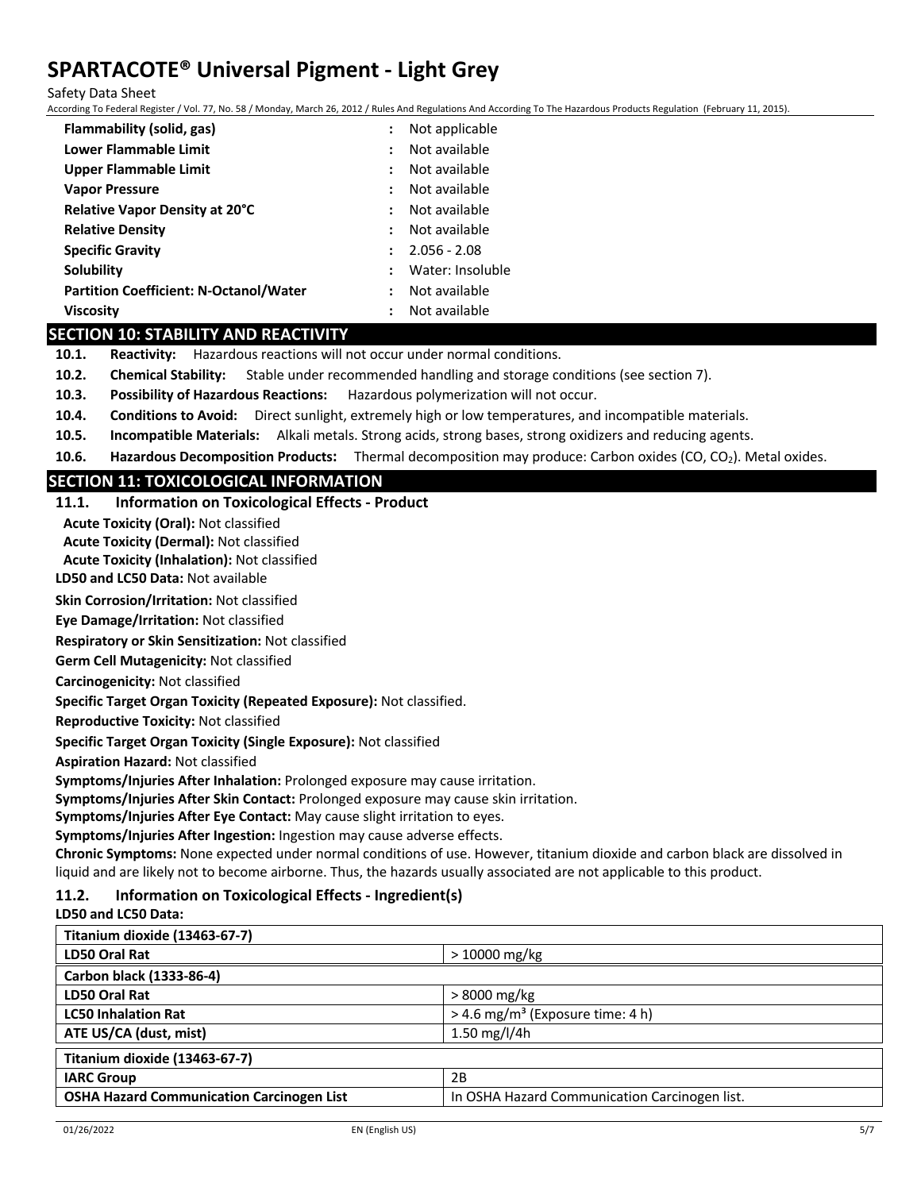| | | |
|---|---|---|
| **Flammability (solid, gas)** | : | Not applicable |
| **Lower Flammable Limit** | : | Not available |
| **Upper Flammable Limit** | : | Not available |
| **Vapor Pressure** | : | Not available |
| **Relative Vapor Density at 20°C** | : | Not available |
| **Relative Density** | : | Not available |
| **Specific Gravity** | : | 2.056 - 2.08 |
| **Solubility** | : | Water: Insoluble |
| **Partition Coefficient: N-Octanol/Water** | : | Not available |
| **Viscosity** | : | Not available |

## SECTION 10: STABILITY AND REACTIVITY

**10.1. Reactivity:** Hazardous reactions will not occur under normal conditions.

**10.2. Chemical Stability:** Stable under recommended handling and storage conditions (see section 7).

**10.3. Possibility of Hazardous Reactions:** Hazardous polymerization will not occur.

**10.4. Conditions to Avoid:** Direct sunlight, extremely high or low temperatures, and incompatible materials.

**10.5. Incompatible Materials:** Alkali metals. Strong acids, strong bases, strong oxidizers and reducing agents.

**10.6. Hazardous Decomposition Products:** Thermal decomposition may produce: Carbon oxides (CO, $CO_2$). Metal oxides.

## SECTION 11: TOXICOLOGICAL INFORMATION

### 11.1. Information on Toxicological Effects - Product

**Acute Toxicity (Oral):** Not classified

**Acute Toxicity (Dermal):** Not classified

**Acute Toxicity (Inhalation):** Not classified

**LD50 and LC50 Data:** Not available

**Skin Corrosion/Irritation:** Not classified

**Eye Damage/Irritation:** Not classified

**Respiratory or Skin Sensitization:** Not classified

**Germ Cell Mutagenicity:** Not classified

**Carcinogenicity:** Not classified

**Specific Target Organ Toxicity (Repeated Exposure):** Not classified.

**Reproductive Toxicity:** Not classified

**Specific Target Organ Toxicity (Single Exposure):** Not classified

**Aspiration Hazard:** Not classified

**Symptoms/Injuries After Inhalation:** Prolonged exposure may cause irritation.

**Symptoms/Injuries After Skin Contact:** Prolonged exposure may cause skin irritation.

**Symptoms/Injuries After Eye Contact:** May cause slight irritation to eyes.

**Symptoms/Injuries After Ingestion:** Ingestion may cause adverse effects.

**Chronic Symptoms:** None expected under normal conditions of use. However, titanium dioxide and carbon black are dissolved in liquid and are likely not to become airborne. Thus, the hazards usually associated are not applicable to this product.

### 11.2. Information on Toxicological Effects - Ingredient(s)

**LD50 and LC50 Data:**

| **Titanium dioxide (13463-67-7)** | |
|---|---|
| **LD50 Oral Rat** | > 10000 mg/kg |
| **Carbon black (1333-86-4)** | |
| **LD50 Oral Rat** | > 8000 mg/kg |
| **LC50 Inhalation Rat** | > 4.6 mg/m³ (Exposure time: 4 h) |
| **ATE US/CA (dust, mist)** | 1.50 mg/l/4h |

| **Titanium dioxide (13463-67-7)** | |
|---|---|
| **IARC Group** | 2B |
| **OSHA Hazard Communication Carcinogen List** | In OSHA Hazard Communication Carcinogen list. |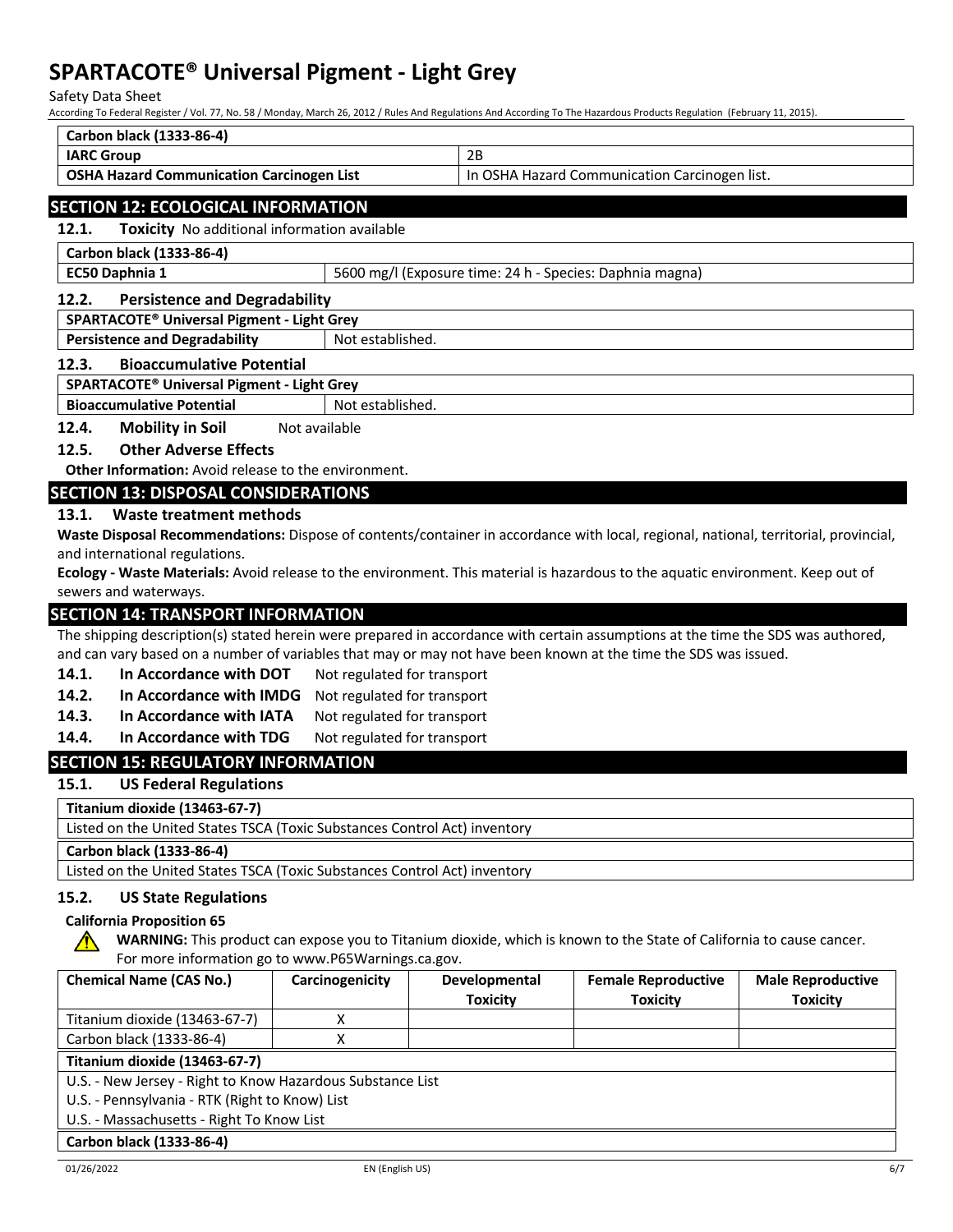| Carbon black (1333-86-4) | |
|---|---|
| IARC Group | 2B |
| OSHA Hazard Communication Carcinogen List | In OSHA Hazard Communication Carcinogen list. |

## SECTION 12: ECOLOGICAL INFORMATION

### 12.1. Toxicity No additional information available

| Carbon black (1333-86-4) | |
|---|---|
| EC50 Daphnia 1 | 5600 mg/l (Exposure time: 24 h - Species: Daphnia magna) |

### 12.2. Persistence and Degradability

| SPARTACOTE® Universal Pigment - Light Grey | |
|---|---|
| Persistence and Degradability | Not established. |

### 12.3. Bioaccumulative Potential

| SPARTACOTE® Universal Pigment - Light Grey | |
|---|---|
| Bioaccumulative Potential | Not established. |

### 12.4. Mobility in Soil Not available

### 12.5. Other Adverse Effects

**Other Information:** Avoid release to the environment.

## SECTION 13: DISPOSAL CONSIDERATIONS

### 13.1. Waste treatment methods

**Waste Disposal Recommendations:** Dispose of contents/container in accordance with local, regional, national, territorial, provincial, and international regulations.

**Ecology - Waste Materials:** Avoid release to the environment. This material is hazardous to the aquatic environment. Keep out of sewers and waterways.

## SECTION 14: TRANSPORT INFORMATION

The shipping description(s) stated herein were prepared in accordance with certain assumptions at the time the SDS was authored, and can vary based on a number of variables that may or may not have been known at the time the SDS was issued.

**14.1. In Accordance with DOT** Not regulated for transport

**14.2. In Accordance with IMDG** Not regulated for transport

**14.3. In Accordance with IATA** Not regulated for transport

**14.4. In Accordance with TDG** Not regulated for transport

## SECTION 15: REGULATORY INFORMATION

### 15.1. US Federal Regulations

| Titanium dioxide (13463-67-7) |
|---|
| Listed on the United States TSCA (Toxic Substances Control Act) inventory |

| Carbon black (1333-86-4) |
|---|
| Listed on the United States TSCA (Toxic Substances Control Act) inventory |

### 15.2. US State Regulations

**California Proposition 65**

**WARNING:** This product can expose you to Titanium dioxide, which is known to the State of California to cause cancer. For more information go to www.P65Warnings.ca.gov.

| Chemical Name (CAS No.) | Carcinogenicity | Developmental Toxicity | Female Reproductive Toxicity | Male Reproductive Toxicity |
|---|---|---|---|---|
| Titanium dioxide (13463-67-7) | X | | | |
| Carbon black (1333-86-4) | X | | | |

| Titanium dioxide (13463-67-7) |
|---|
| U.S. - New Jersey - Right to Know Hazardous Substance List |
| U.S. - Pennsylvania - RTK (Right to Know) List |
| U.S. - Massachusetts - Right To Know List |

| Carbon black (1333-86-4) |
|---|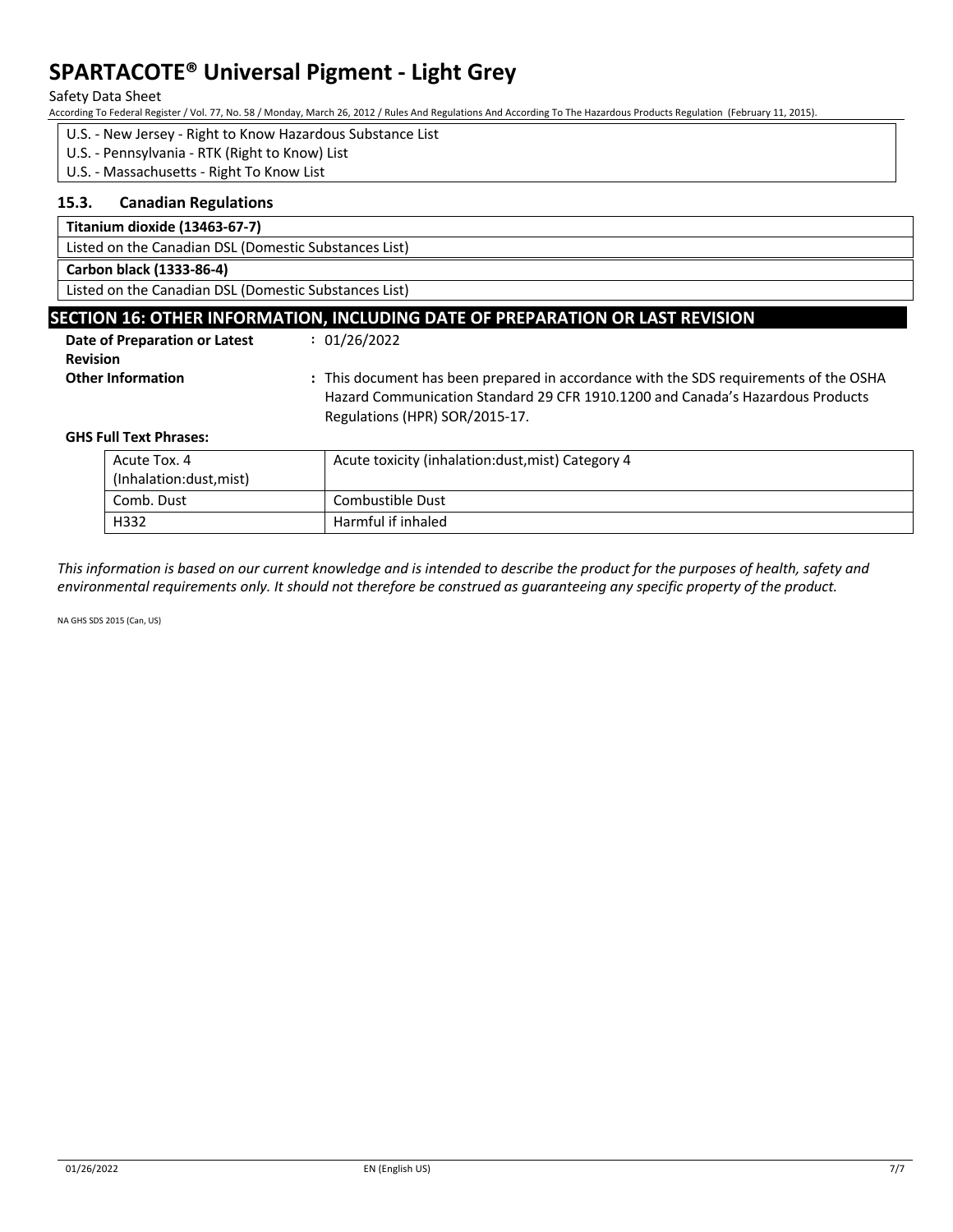U.S. - New Jersey - Right to Know Hazardous Substance List
U.S. - Pennsylvania - RTK (Right to Know) List
U.S. - Massachusetts - Right To Know List

### 15.3. Canadian Regulations

| |
|---|
| **Titanium dioxide (13463-67-7)** |
| Listed on the Canadian DSL (Domestic Substances List) |
| **Carbon black (1333-86-4)** |
| Listed on the Canadian DSL (Domestic Substances List) |

## SECTION 16: OTHER INFORMATION, INCLUDING DATE OF PREPARATION OR LAST REVISION

**Date of Preparation or Latest Revision** : 01/26/2022

**Other Information** : This document has been prepared in accordance with the SDS requirements of the OSHA Hazard Communication Standard 29 CFR 1910.1200 and Canada's Hazardous Products Regulations (HPR) SOR/2015-17.

**GHS Full Text Phrases:**

| | |
|---|---|
| Acute Tox. 4 (Inhalation:dust,mist) | Acute toxicity (inhalation:dust,mist) Category 4 |
| Comb. Dust | Combustible Dust |
| H332 | Harmful if inhaled |

*This information is based on our current knowledge and is intended to describe the product for the purposes of health, safety and environmental requirements only. It should not therefore be construed as guaranteeing any specific property of the product.*

NA GHS SDS 2015 (Can, US)